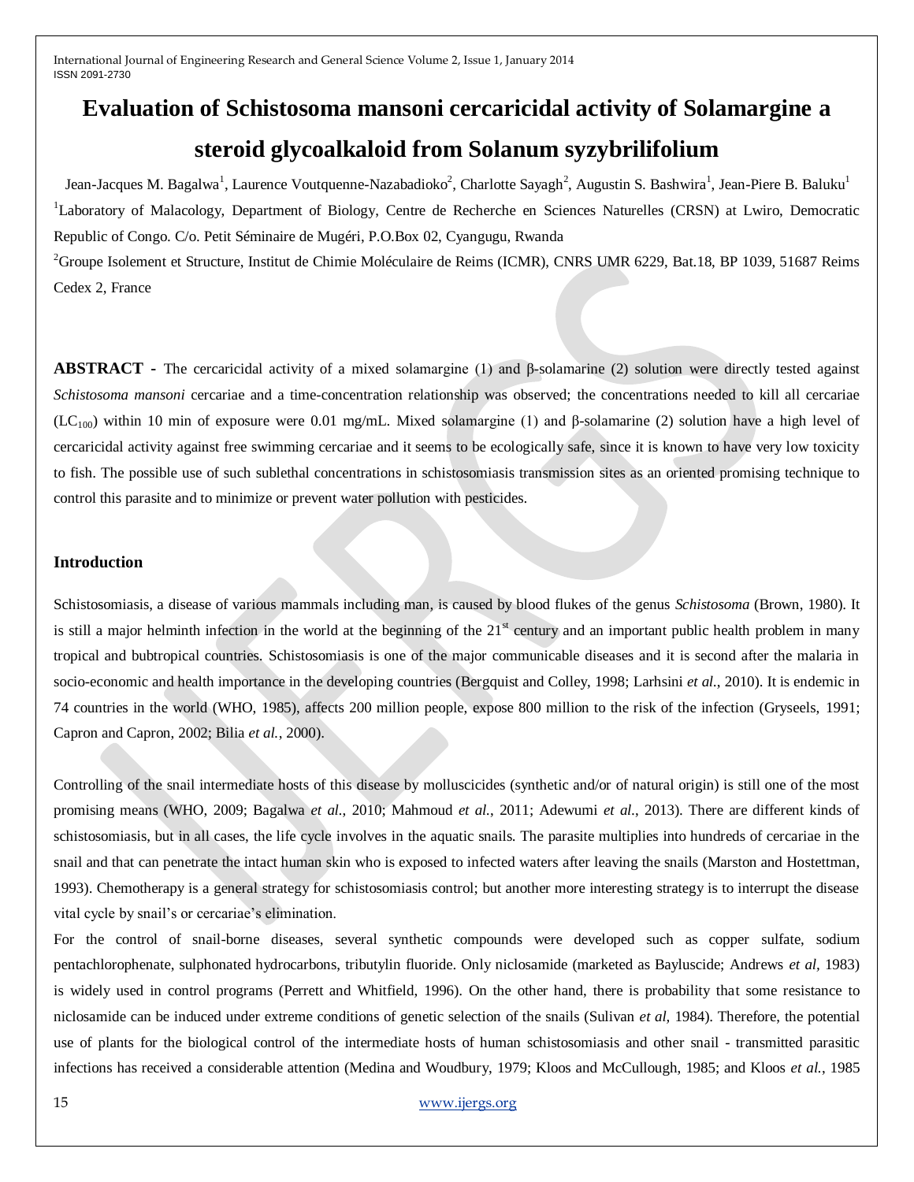# Evaluation of Schistosoma mansoni cercaricidal activity of Solamargine a steroid glycoalkaloid from Solanum syzybrilifolium

Jean-Jacques M. Bagalwa[1], Laurence Voutquenne-Nazabadioko[2], Charlotte Sayagh[2], Augustin S. Bashwira[1], Jean-Piere B. Baluku[1]

[1]Laboratory of Malacology, Department of Biology, Centre de Recherche en Sciences Naturelles (CRSN) at Lwiro, Democratic Republic of Congo. C/o. Petit Séminaire de Mugéri, P.O.Box 02, Cyangugu, Rwanda

[2]Groupe Isolement et Structure, Institut de Chimie Moléculaire de Reims (ICMR), CNRS UMR 6229, Bat.18, BP 1039, 51687 Reims Cedex 2, France

**ABSTRACT -** The cercaricidal activity of a mixed solamargine (1) and β-solamarine (2) solution were directly tested against *Schistosoma mansoni* cercariae and a time-concentration relationship was observed; the concentrations needed to kill all cercariae ($LC_{100}$) within 10 min of exposure were 0.01 mg/mL. Mixed solamargine (1) and β-solamarine (2) solution have a high level of cercaricidal activity against free swimming cercariae and it seems to be ecologically safe, since it is known to have very low toxicity to fish. The possible use of such sublethal concentrations in schistosomiasis transmission sites as an oriented promising technique to control this parasite and to minimize or prevent water pollution with pesticides.

## Introduction

Schistosomiasis, a disease of various mammals including man, is caused by blood flukes of the genus *Schistosoma* (Brown, 1980). It is still a major helminth infection in the world at the beginning of the 21[st] century and an important public health problem in many tropical and bubtropical countries. Schistosomiasis is one of the major communicable diseases and it is second after the malaria in socio-economic and health importance in the developing countries (Bergquist and Colley, 1998; Larhsini *et al.*, 2010). It is endemic in 74 countries in the world (WHO, 1985), affects 200 million people, expose 800 million to the risk of the infection (Gryseels, 1991; Capron and Capron, 2002; Bilia *et al.*, 2000).

Controlling of the snail intermediate hosts of this disease by molluscicides (synthetic and/or of natural origin) is still one of the most promising means (WHO, 2009; Bagalwa *et al.*, 2010; Mahmoud *et al.*, 2011; Adewumi *et al.*, 2013). There are different kinds of schistosomiasis, but in all cases, the life cycle involves in the aquatic snails. The parasite multiplies into hundreds of cercariae in the snail and that can penetrate the intact human skin who is exposed to infected waters after leaving the snails (Marston and Hostettman, 1993). Chemotherapy is a general strategy for schistosomiasis control; but another more interesting strategy is to interrupt the disease vital cycle by snail's or cercariae's elimination.

For the control of snail-borne diseases, several synthetic compounds were developed such as copper sulfate, sodium pentachlorophenate, sulphonated hydrocarbons, tributylin fluoride. Only niclosamide (marketed as Bayluscide; Andrews *et al,* 1983) is widely used in control programs (Perrett and Whitfield, 1996). On the other hand, there is probability that some resistance to niclosamide can be induced under extreme conditions of genetic selection of the snails (Sulivan *et al,* 1984). Therefore, the potential use of plants for the biological control of the intermediate hosts of human schistosomiasis and other snail - transmitted parasitic infections has received a considerable attention (Medina and Woudbury, 1979; Kloos and McCullough, 1985; and Kloos *et al.*, 1985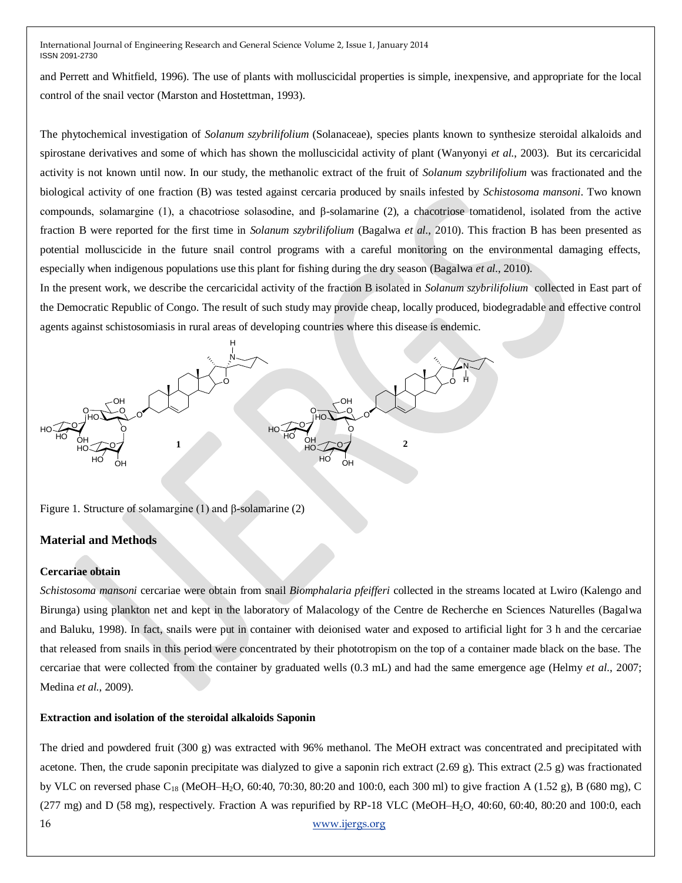and Perrett and Whitfield, 1996). The use of plants with molluscicidal properties is simple, inexpensive, and appropriate for the local control of the snail vector (Marston and Hostettman, 1993).

The phytochemical investigation of *Solanum szybrilifolium* (Solanaceae), species plants known to synthesize steroidal alkaloids and spirostane derivatives and some of which has shown the molluscicidal activity of plant (Wanyonyi *et al.*, 2003). But its cercaricidal activity is not known until now. In our study, the methanolic extract of the fruit of *Solanum szybrilifolium* was fractionated and the biological activity of one fraction (B) was tested against cercaria produced by snails infested by *Schistosoma mansoni*. Two known compounds, solamargine (1), a chacotriose solasodine, and β-solamarine (2), a chacotriose tomatidenol, isolated from the active fraction B were reported for the first time in *Solanum szybrilifolium* (Bagalwa *et al.*, 2010). This fraction B has been presented as potential molluscicide in the future snail control programs with a careful monitoring on the environmental damaging effects, especially when indigenous populations use this plant for fishing during the dry season (Bagalwa *et al.*, 2010).

In the present work, we describe the cercaricidal activity of the fraction B isolated in *Solanum szybrilifolium* collected in East part of the Democratic Republic of Congo. The result of such study may provide cheap, locally produced, biodegradable and effective control agents against schistosomiasis in rural areas of developing countries where this disease is endemic.

Figure 1. Structure of solamargine (1) and β-solamarine (2)

## Material and Methods

### Cercariae obtain

*Schistosoma mansoni* cercariae were obtain from snail *Biomphalaria pfeifferi* collected in the streams located at Lwiro (Kalengo and Birunga) using plankton net and kept in the laboratory of Malacology of the Centre de Recherche en Sciences Naturelles (Bagalwa and Baluku, 1998). In fact, snails were put in container with deionised water and exposed to artificial light for 3 h and the cercariae that released from snails in this period were concentrated by their phototropism on the top of a container made black on the base. The cercariae that were collected from the container by graduated wells (0.3 mL) and had the same emergence age (Helmy *et al.*, 2007; Medina *et al.*, 2009).

### Extraction and isolation of the steroidal alkaloids Saponin

The dried and powdered fruit (300 g) was extracted with 96% methanol. The MeOH extract was concentrated and precipitated with acetone. Then, the crude saponin precipitate was dialyzed to give a saponin rich extract (2.69 g). This extract (2.5 g) was fractionated by VLC on reversed phase $C_{18}$ (MeOH–$H_2O$, 60:40, 70:30, 80:20 and 100:0, each 300 ml) to give fraction A (1.52 g), B (680 mg), C (277 mg) and D (58 mg), respectively. Fraction A was repurified by RP-18 VLC (MeOH–$H_2O$, 40:60, 60:40, 80:20 and 100:0, each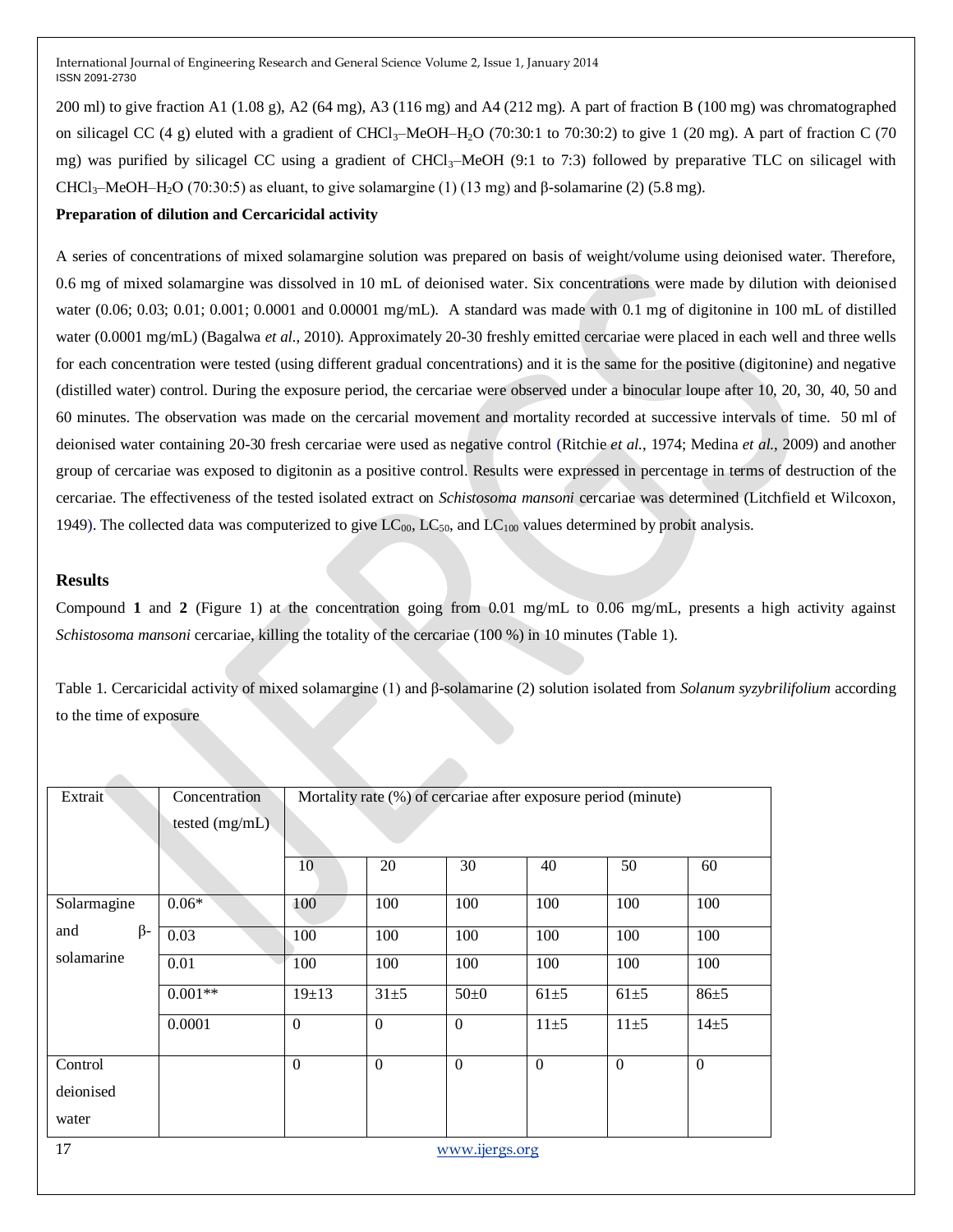200 ml) to give fraction A1 (1.08 g), A2 (64 mg), A3 (116 mg) and A4 (212 mg). A part of fraction B (100 mg) was chromatographed on silicagel CC (4 g) eluted with a gradient of $CHCl_3$–MeOH–$H_2O$ (70:30:1 to 70:30:2) to give 1 (20 mg). A part of fraction C (70 mg) was purified by silicagel CC using a gradient of $CHCl_3$–MeOH (9:1 to 7:3) followed by preparative TLC on silicagel with $CHCl_3$–MeOH–$H_2O$ (70:30:5) as eluant, to give solamargine (1) (13 mg) and β-solamarine (2) (5.8 mg).

**Preparation of dilution and Cercaricidal activity**

A series of concentrations of mixed solamargine solution was prepared on basis of weight/volume using deionised water. Therefore, 0.6 mg of mixed solamargine was dissolved in 10 mL of deionised water. Six concentrations were made by dilution with deionised water (0.06; 0.03; 0.01; 0.001; 0.0001 and 0.00001 mg/mL). A standard was made with 0.1 mg of digitonine in 100 mL of distilled water (0.0001 mg/mL) (Bagalwa *et al.*, 2010). Approximately 20-30 freshly emitted cercariae were placed in each well and three wells for each concentration were tested (using different gradual concentrations) and it is the same for the positive (digitonine) and negative (distilled water) control. During the exposure period, the cercariae were observed under a binocular loupe after 10, 20, 30, 40, 50 and 60 minutes. The observation was made on the cercarial movement and mortality recorded at successive intervals of time. 50 ml of deionised water containing 20-30 fresh cercariae were used as negative control (Ritchie *et al.*, 1974; Medina *et al.*, 2009) and another group of cercariae was exposed to digitonin as a positive control. Results were expressed in percentage in terms of destruction of the cercariae. The effectiveness of the tested isolated extract on *Schistosoma mansoni* cercariae was determined (Litchfield et Wilcoxon, 1949). The collected data was computerized to give $LC_{00}$, $LC_{50}$, and $LC_{100}$ values determined by probit analysis.

## Results

Compound **1** and **2** (Figure 1) at the concentration going from 0.01 mg/mL to 0.06 mg/mL, presents a high activity against *Schistosoma mansoni* cercariae, killing the totality of the cercariae (100 %) in 10 minutes (Table 1).

Table 1. Cercaricidal activity of mixed solamargine (1) and β-solamarine (2) solution isolated from *Solanum syzybrilifolium* according to the time of exposure

| Extrait | Concentration tested (mg/mL) | Mortality rate (%) of cercariae after exposure period (minute) | | | | | |
|---|---|---|---|---|---|---|---|
| | | 10 | 20 | 30 | 40 | 50 | 60 |
| Solarmagine and β-solamarine | 0.06* | 100 | 100 | 100 | 100 | 100 | 100 |
| | 0.03 | 100 | 100 | 100 | 100 | 100 | 100 |
| | 0.01 | 100 | 100 | 100 | 100 | 100 | 100 |
| | 0.001** | 19±13 | 31±5 | 50±0 | 61±5 | 61±5 | 86±5 |
| | 0.0001 | 0 | 0 | 0 | 11±5 | 11±5 | 14±5 |
| Control deionised water | | 0 | 0 | 0 | 0 | 0 | 0 |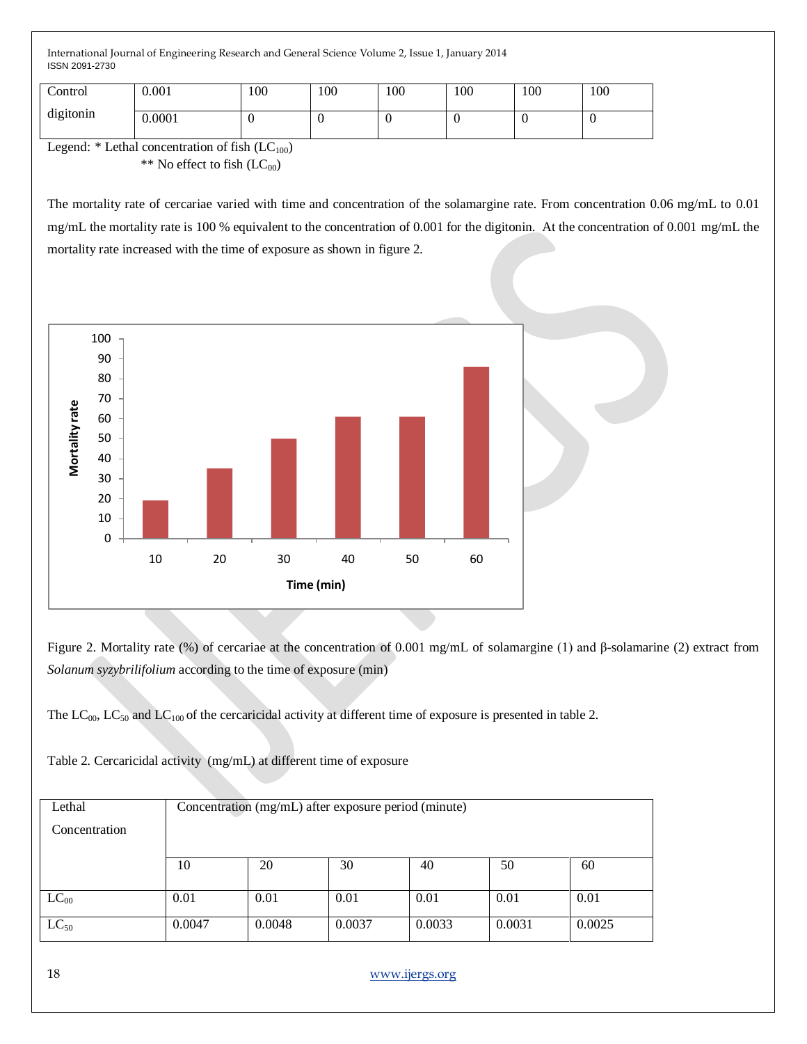| Control digitonin | 0.001 | 100 | 100 | 100 | 100 | 100 | 100 |
|---|---|---|---|---|---|---|---|
| | 0.0001 | 0 | 0 | 0 | 0 | 0 | 0 |

Legend: * Lethal concentration of fish ($LC_{100}$)

** No effect to fish ($LC_{00}$)

The mortality rate of cercariae varied with time and concentration of the solamargine rate. From concentration 0.06 mg/mL to 0.01 mg/mL the mortality rate is 100 % equivalent to the concentration of 0.001 for the digitonin. At the concentration of 0.001 mg/mL the mortality rate increased with the time of exposure as shown in figure 2.

Figure 2. Mortality rate (%) of cercariae at the concentration of 0.001 mg/mL of solamargine (1) and β-solamarine (2) extract from *Solanum syzybrilifolium* according to the time of exposure (min)

The $LC_{00}$, $LC_{50}$ and $LC_{100}$ of the cercaricidal activity at different time of exposure is presented in table 2.

Table 2. Cercaricidal activity (mg/mL) at different time of exposure

| Lethal Concentration | Concentration (mg/mL) after exposure period (minute) | | | | | |
|---|---|---|---|---|---|---|
| | 10 | 20 | 30 | 40 | 50 | 60 |
| $LC_{00}$ | 0.01 | 0.01 | 0.01 | 0.01 | 0.01 | 0.01 |
| $LC_{50}$ | 0.0047 | 0.0048 | 0.0037 | 0.0033 | 0.0031 | 0.0025 |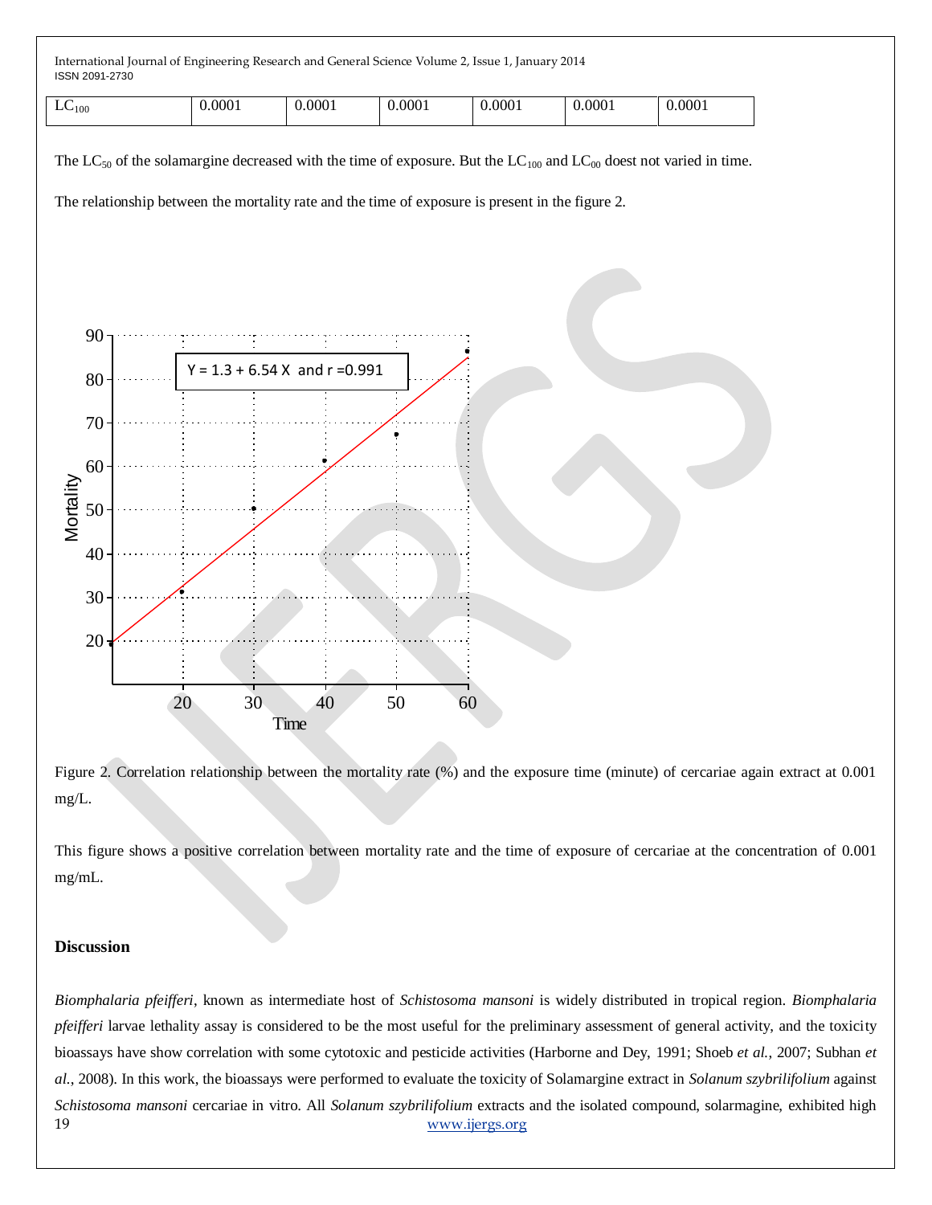| $LC_{100}$ | 0.0001 | 0.0001 | 0.0001 | 0.0001 | 0.0001 | 0.0001 |
|---|---|---|---|---|---|---|

The $LC_{50}$ of the solamargine decreased with the time of exposure. But the $LC_{100}$ and $LC_{00}$ doest not varied in time.

The relationship between the mortality rate and the time of exposure is present in the figure 2.

Figure 2. Correlation relationship between the mortality rate (%) and the exposure time (minute) of cercariae again extract at 0.001 mg/L.

This figure shows a positive correlation between mortality rate and the time of exposure of cercariae at the concentration of 0.001 mg/mL.

## Discussion

*Biomphalaria pfeifferi*, known as intermediate host of *Schistosoma mansoni* is widely distributed in tropical region. *Biomphalaria pfeifferi* larvae lethality assay is considered to be the most useful for the preliminary assessment of general activity, and the toxicity bioassays have show correlation with some cytotoxic and pesticide activities (Harborne and Dey, 1991; Shoeb *et al.*, 2007; Subhan *et al.*, 2008). In this work, the bioassays were performed to evaluate the toxicity of Solamargine extract in *Solanum szybrilifolium* against *Schistosoma mansoni* cercariae in vitro. All *Solanum szybrilifolium* extracts and the isolated compound, solarmagine, exhibited high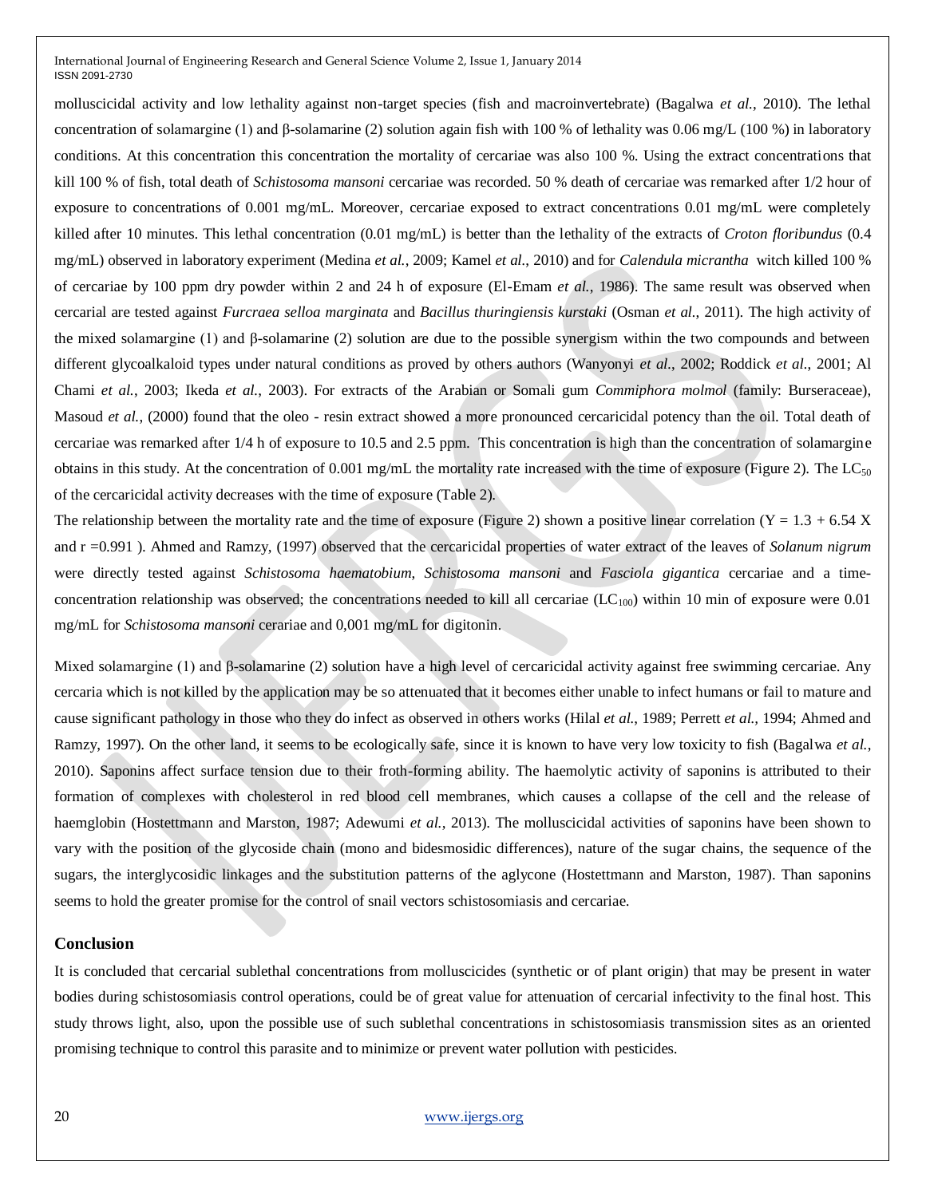molluscicidal activity and low lethality against non-target species (fish and macroinvertebrate) (Bagalwa *et al.*, 2010). The lethal concentration of solamargine (1) and β-solamarine (2) solution again fish with 100 % of lethality was 0.06 mg/L (100 %) in laboratory conditions. At this concentration this concentration the mortality of cercariae was also 100 %. Using the extract concentrations that kill 100 % of fish, total death of *Schistosoma mansoni* cercariae was recorded. 50 % death of cercariae was remarked after 1/2 hour of exposure to concentrations of 0.001 mg/mL. Moreover, cercariae exposed to extract concentrations 0.01 mg/mL were completely killed after 10 minutes. This lethal concentration (0.01 mg/mL) is better than the lethality of the extracts of *Croton floribundus* (0.4 mg/mL) observed in laboratory experiment (Medina *et al.*, 2009; Kamel *et al.*, 2010) and for *Calendula micrantha* witch killed 100 % of cercariae by 100 ppm dry powder within 2 and 24 h of exposure (El-Emam *et al.*, 1986). The same result was observed when cercarial are tested against *Furcraea selloa marginata* and *Bacillus thuringiensis kurstaki* (Osman *et al.*, 2011). The high activity of the mixed solamargine (1) and β-solamarine (2) solution are due to the possible synergism within the two compounds and between different glycoalkaloid types under natural conditions as proved by others authors (Wanyonyi *et al.*, 2002; Roddick *et al.*, 2001; Al Chami *et al.*, 2003; Ikeda *et al.*, 2003). For extracts of the Arabian or Somali gum *Commiphora molmol* (family: Burseraceae), Masoud *et al.*, (2000) found that the oleo - resin extract showed a more pronounced cercaricidal potency than the oil. Total death of cercariae was remarked after 1/4 h of exposure to 10.5 and 2.5 ppm. This concentration is high than the concentration of solamargine obtains in this study. At the concentration of 0.001 mg/mL the mortality rate increased with the time of exposure (Figure 2). The $LC_{50}$ of the cercaricidal activity decreases with the time of exposure (Table 2).

The relationship between the mortality rate and the time of exposure (Figure 2) shown a positive linear correlation ($Y = 1.3 + 6.54 X$ and $r = 0.991$ ). Ahmed and Ramzy, (1997) observed that the cercaricidal properties of water extract of the leaves of *Solanum nigrum* were directly tested against *Schistosoma haematobium*, *Schistosoma mansoni* and *Fasciola gigantica* cercariae and a time-concentration relationship was observed; the concentrations needed to kill all cercariae ($LC_{100}$) within 10 min of exposure were 0.01 mg/mL for *Schistosoma mansoni* ceraria​e and 0,001 mg/mL for digitonin.

Mixed solamargine (1) and β-solamarine (2) solution have a high level of cercaricidal activity against free swimming cercariae. Any cercaria which is not killed by the application may be so attenuated that it becomes either unable to infect humans or fail to mature and cause significant pathology in those who they do infect as observed in others works (Hilal *et al.*, 1989; Perrett *et al.*, 1994; Ahmed and Ramzy, 1997). On the other land, it seems to be ecologically safe, since it is known to have very low toxicity to fish (Bagalwa *et al.*, 2010). Saponins affect surface tension due to their froth-forming ability. The haemolytic activity of saponins is attributed to their formation of complexes with cholesterol in red blood cell membranes, which causes a collapse of the cell and the release of haemglobin (Hostettmann and Marston, 1987; Adewumi *et al.*, 2013). The molluscicidal activities of saponins have been shown to vary with the position of the glycoside chain (mono and bidesmosidic differences), nature of the sugar chains, the sequence of the sugars, the interglycosidic linkages and the substitution patterns of the aglycone (Hostettmann and Marston, 1987). Than saponins seems to hold the greater promise for the control of snail vectors schistosomiasis and cercariae.

## Conclusion

It is concluded that cercarial sublethal concentrations from molluscicides (synthetic or of plant origin) that may be present in water bodies during schistosomiasis control operations, could be of great value for attenuation of cercarial infectivity to the final host. This study throws light, also, upon the possible use of such sublethal concentrations in schistosomiasis transmission sites as an oriented promising technique to control this parasite and to minimize or prevent water pollution with pesticides.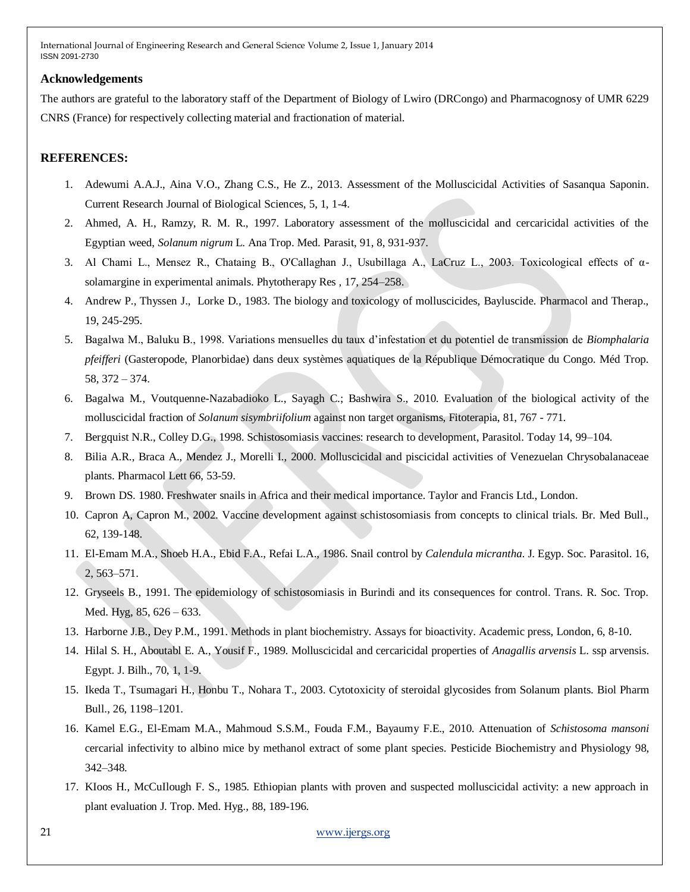## Acknowledgements

The authors are grateful to the laboratory staff of the Department of Biology of Lwiro (DRCongo) and Pharmacognosy of UMR 6229 CNRS (France) for respectively collecting material and fractionation of material.

## REFERENCES:

1. Adewumi A.A.J., Aina V.O., Zhang C.S., He Z., 2013. Assessment of the Molluscicidal Activities of Sasanqua Saponin. Current Research Journal of Biological Sciences, 5, 1, 1-4.
2. Ahmed, A. H., Ramzy, R. M. R., 1997. Laboratory assessment of the molluscicidal and cercaricidal activities of the Egyptian weed, *Solanum nigrum* L. Ana Trop. Med. Parasit, 91, 8, 931-937.
3. Al Chami L., Mensez R., Chataing B., O'Callaghan J., Usubillaga A., LaCruz L., 2003. Toxicological effects of α-solamargine in experimental animals. Phytotherapy Res , 17, 254–258.
4. Andrew P., Thyssen J., Lorke D., 1983. The biology and toxicology of molluscicides, Bayluscide. Pharmacol and Therap., 19, 245-295.
5. Bagalwa M., Baluku B., 1998. Variations mensuelles du taux d'infestation et du potentiel de transmission de *Biomphalaria pfeifferi* (Gasteropode, Planorbidae) dans deux systèmes aquatiques de la République Démocratique du Congo. Méd Trop. 58, 372 – 374.
6. Bagalwa M., Voutquenne-Nazabadioko L., Sayagh C.; Bashwira S., 2010. Evaluation of the biological activity of the molluscicidal fraction of *Solanum sisymbriifolium* against non target organisms, Fitoterapia, 81, 767 - 771.
7. Bergquist N.R., Colley D.G., 1998. Schistosomiasis vaccines: research to development, Parasitol. Today 14, 99–104.
8. Bilia A.R., Braca A., Mendez J., Morelli I., 2000. Molluscicidal and piscicidal activities of Venezuelan Chrysobalanaceae plants. Pharmacol Lett 66, 53-59.
9. Brown DS. 1980. Freshwater snails in Africa and their medical importance. Taylor and Francis Ltd., London.
10. Capron A, Capron M., 2002. Vaccine development against schistosomiasis from concepts to clinical trials. Br. Med Bull., 62, 139-148.
11. El-Emam M.A., Shoeb H.A., Ebid F.A., Refai L.A., 1986. Snail control by *Calendula micrantha*. J. Egyp. Soc. Parasitol. 16, 2, 563–571.
12. Gryseels B., 1991. The epidemiology of schistosomiasis in Burindi and its consequences for control. Trans. R. Soc. Trop. Med. Hyg, 85, 626 – 633.
13. Harborne J.B., Dey P.M., 1991. Methods in plant biochemistry. Assays for bioactivity. Academic press, London, 6, 8-10.
14. Hilal S. H., Aboutabl E. A., Yousif F., 1989. Molluscicidal and cercaricidal properties of *Anagallis arvensis* L. ssp arvensis. Egypt. J. Bilh., 70, 1, 1-9.
15. Ikeda T., Tsumagari H., Honbu T., Nohara T., 2003. Cytotoxicity of steroidal glycosides from Solanum plants. Biol Pharm Bull., 26, 1198–1201.
16. Kamel E.G., El-Emam M.A., Mahmoud S.S.M., Fouda F.M., Bayaumy F.E., 2010. Attenuation of *Schistosoma mansoni* cercarial infectivity to albino mice by methanol extract of some plant species. Pesticide Biochemistry and Physiology 98, 342–348.
17. KIoos H., McCuIlough F. S., 1985. Ethiopian plants with proven and suspected molluscicidal activity: a new approach in plant evaluation J. Trop. Med. Hyg., 88, 189-196.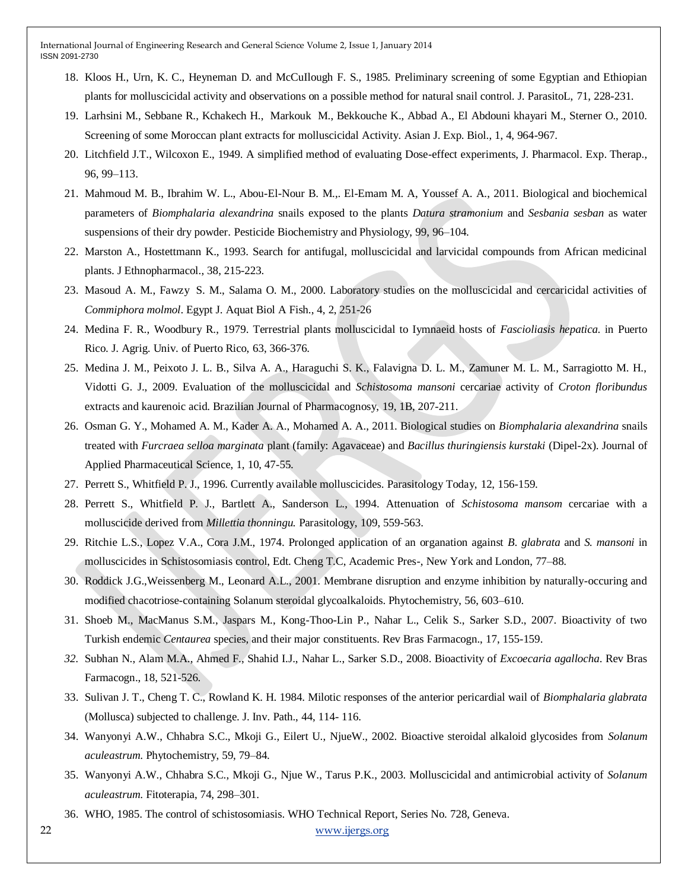18. Kloos H., Urn, K. C., Heyneman D. and McCuIlough F. S., 1985. Preliminary screening of some Egyptian and Ethiopian plants for molluscicidal activity and observations on a possible method for natural snail control. J. ParasitoL, 71, 228-231.
19. Larhsini M., Sebbane R., Kchakech H., Markouk M., Bekkouche K., Abbad A., El Abdouni khayari M., Sterner O., 2010. Screening of some Moroccan plant extracts for molluscicidal Activity. Asian J. Exp. Biol., 1, 4, 964-967.
20. Litchfield J.T., Wilcoxon E., 1949. A simplified method of evaluating Dose-effect experiments, J. Pharmacol. Exp. Therap., 96, 99–113.
21. Mahmoud M. B., Ibrahim W. L., Abou-El-Nour B. M.,. El-Emam M. A, Youssef A. A., 2011. Biological and biochemical parameters of *Biomphalaria alexandrina* snails exposed to the plants *Datura stramonium* and *Sesbania sesban* as water suspensions of their dry powder. Pesticide Biochemistry and Physiology, 99, 96–104.
22. Marston A., Hostettmann K., 1993. Search for antifugal, molluscicidal and larvicidal compounds from African medicinal plants. J Ethnopharmacol., 38, 215-223.
23. Masoud A. M., Fawzy S. M., Salama O. M., 2000. Laboratory studies on the molluscicidal and cercaricidal activities of *Commiphora molmol*. Egypt J. Aquat Biol A Fish., 4, 2, 251-26
24. Medina F. R., Woodbury R., 1979. Terrestrial plants molluscicidal to Iymnaeid hosts of *Fascioliasis hepatica.* in Puerto Rico. J. Agrig. Univ. of Puerto Rico, 63, 366-376.
25. Medina J. M., Peixoto J. L. B., Silva A. A., Haraguchi S. K., Falavigna D. L. M., Zamuner M. L. M., Sarragiotto M. H., Vidotti G. J., 2009. Evaluation of the molluscicidal and *Schistosoma mansoni* cercariae activity of *Croton floribundus* extracts and kaurenoic acid. Brazilian Journal of Pharmacognosy, 19, 1B, 207-211.
26. Osman G. Y., Mohamed A. M., Kader A. A., Mohamed A. A., 2011. Biological studies on *Biomphalaria alexandrina* snails treated with *Furcraea selloa marginata* plant (family: Agavaceae) and *Bacillus thuringiensis kurstaki* (Dipel-2x). Journal of Applied Pharmaceutical Science, 1, 10, 47-55.
27. Perrett S., Whitfield P. J., 1996. Currently available molluscicides. Parasitology Today, 12, 156-159.
28. Perrett S., Whitfield P. J., Bartlett A., Sanderson L., 1994. Attenuation of *Schistosoma mansom* cercariae with a molluscicide derived from *Millettia thonningu.* Parasitology, 109, 559-563.
29. Ritchie L.S., Lopez V.A., Cora J.M., 1974. Prolonged application of an organation against *B. glabrata* and *S. mansoni* in molluscicides in Schistosomiasis control, Edt. Cheng T.C, Academic Pres-, New York and London, 77–88.
30. Roddick J.G.,Weissenberg M., Leonard A.L., 2001. Membrane disruption and enzyme inhibition by naturally-occuring and modified chacotriose-containing Solanum steroidal glycoalkaloids. Phytochemistry, 56, 603–610.
31. Shoeb M., MacManus S.M., Jaspars M., Kong-Thoo-Lin P., Nahar L., Celik S., Sarker S.D., 2007. Bioactivity of two Turkish endemic *Centaurea* species, and their major constituents. Rev Bras Farmacogn., 17, 155-159.
32. Subhan N., Alam M.A., Ahmed F., Shahid I.J., Nahar L., Sarker S.D., 2008. Bioactivity of *Excoecaria agallocha*. Rev Bras Farmacogn., 18, 521-526.
33. Sulivan J. T., Cheng T. C., Rowland K. H. 1984. Milotic responses of the anterior pericardial wail of *Biomphalaria glabrata* (Mollusca) subjected to challenge. J. Inv. Path., 44, 114- 116.
34. Wanyonyi A.W., Chhabra S.C., Mkoji G., Eilert U., NjueW., 2002. Bioactive steroidal alkaloid glycosides from *Solanum aculeastrum.* Phytochemistry, 59, 79–84.
35. Wanyonyi A.W., Chhabra S.C., Mkoji G., Njue W., Tarus P.K., 2003. Molluscicidal and antimicrobial activity of *Solanum aculeastrum.* Fitoterapia, 74, 298–301.
36. WHO, 1985. The control of schistosomiasis. WHO Technical Report, Series No. 728, Geneva.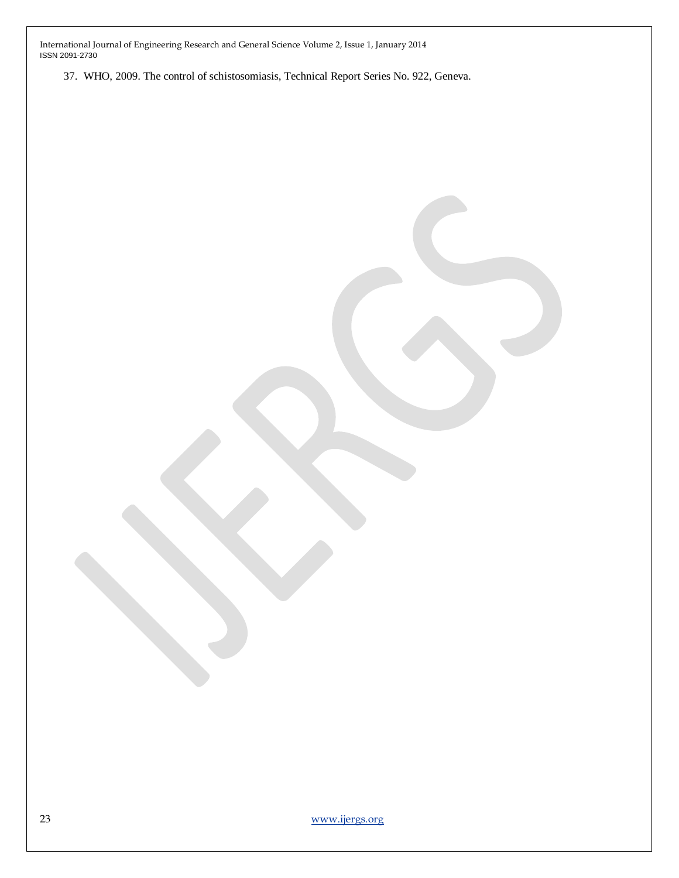37. WHO, 2009. The control of schistosomiasis, Technical Report Series No. 922, Geneva.